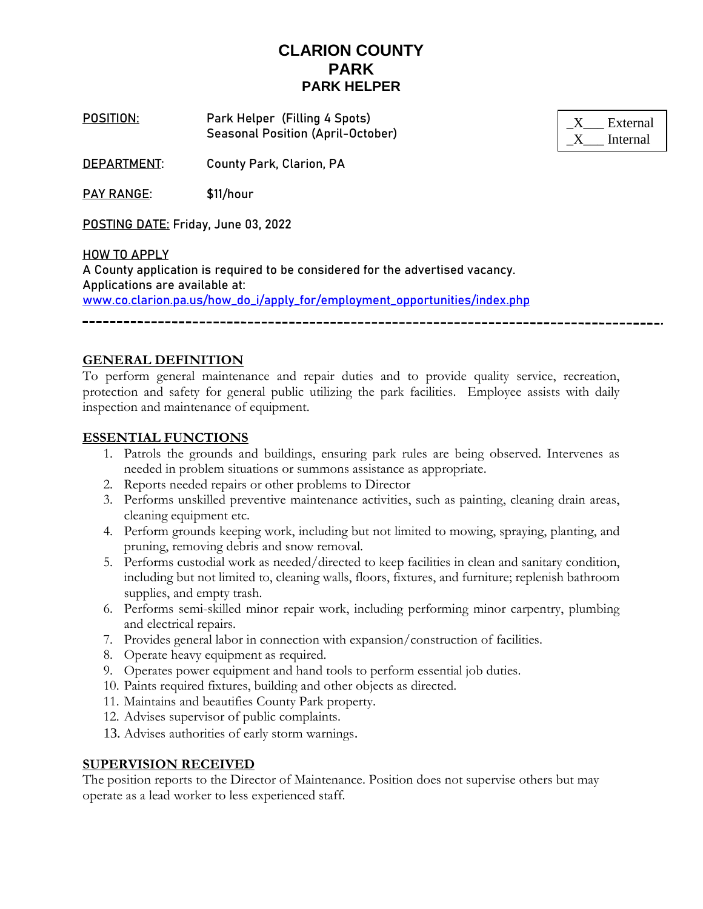# CLARION COUNTY PARK
## PARK HELPER

_X___ External
_X___ Internal

**POSITION:** Park Helper (Filling 4 Spots)
Seasonal Position (April-October)

**DEPARTMENT:** County Park, Clarion, PA

**PAY RANGE:** $11/hour

**POSTING DATE:** Friday, June 03, 2022

**HOW TO APPLY**
A County application is required to be considered for the advertised vacancy.
Applications are available at:
www.co.clarion.pa.us/how_do_i/apply_for/employment_opportunities/index.php

---

## GENERAL DEFINITION

To perform general maintenance and repair duties and to provide quality service, recreation, protection and safety for general public utilizing the park facilities. Employee assists with daily inspection and maintenance of equipment.

## ESSENTIAL FUNCTIONS

1. Patrols the grounds and buildings, ensuring park rules are being observed. Intervenes as needed in problem situations or summons assistance as appropriate.
2. Reports needed repairs or other problems to Director
3. Performs unskilled preventive maintenance activities, such as painting, cleaning drain areas, cleaning equipment etc.
4. Perform grounds keeping work, including but not limited to mowing, spraying, planting, and pruning, removing debris and snow removal.
5. Performs custodial work as needed/directed to keep facilities in clean and sanitary condition, including but not limited to, cleaning walls, floors, fixtures, and furniture; replenish bathroom supplies, and empty trash.
6. Performs semi-skilled minor repair work, including performing minor carpentry, plumbing and electrical repairs.
7. Provides general labor in connection with expansion/construction of facilities.
8. Operate heavy equipment as required.
9. Operates power equipment and hand tools to perform essential job duties.
10. Paints required fixtures, building and other objects as directed.
11. Maintains and beautifies County Park property.
12. Advises supervisor of public complaints.
13. Advises authorities of early storm warnings.

## SUPERVISION RECEIVED

The position reports to the Director of Maintenance. Position does not supervise others but may operate as a lead worker to less experienced staff.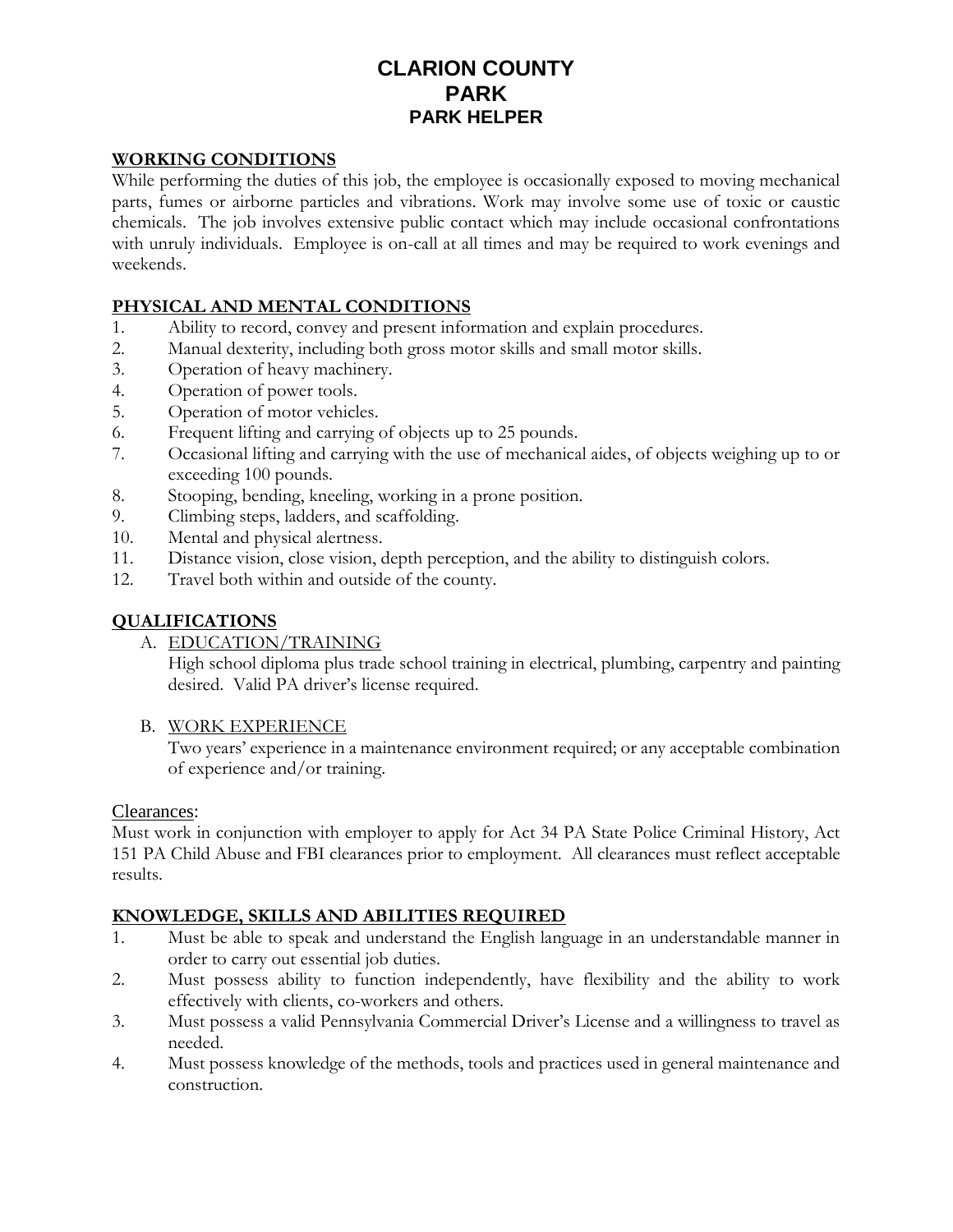# CLARION COUNTY
# PARK
## PARK HELPER

**WORKING CONDITIONS**

While performing the duties of this job, the employee is occasionally exposed to moving mechanical parts, fumes or airborne particles and vibrations. Work may involve some use of toxic or caustic chemicals. The job involves extensive public contact which may include occasional confrontations with unruly individuals. Employee is on-call at all times and may be required to work evenings and weekends.

**PHYSICAL AND MENTAL CONDITIONS**

1. Ability to record, convey and present information and explain procedures.
2. Manual dexterity, including both gross motor skills and small motor skills.
3. Operation of heavy machinery.
4. Operation of power tools.
5. Operation of motor vehicles.
6. Frequent lifting and carrying of objects up to 25 pounds.
7. Occasional lifting and carrying with the use of mechanical aides, of objects weighing up to or exceeding 100 pounds.
8. Stooping, bending, kneeling, working in a prone position.
9. Climbing steps, ladders, and scaffolding.
10. Mental and physical alertness.
11. Distance vision, close vision, depth perception, and the ability to distinguish colors.
12. Travel both within and outside of the county.

**QUALIFICATIONS**

A. EDUCATION/TRAINING

   High school diploma plus trade school training in electrical, plumbing, carpentry and painting desired. Valid PA driver's license required.

B. WORK EXPERIENCE

   Two years' experience in a maintenance environment required; or any acceptable combination of experience and/or training.

Clearances:

Must work in conjunction with employer to apply for Act 34 PA State Police Criminal History, Act 151 PA Child Abuse and FBI clearances prior to employment. All clearances must reflect acceptable results.

**KNOWLEDGE, SKILLS AND ABILITIES REQUIRED**

1. Must be able to speak and understand the English language in an understandable manner in order to carry out essential job duties.
2. Must possess ability to function independently, have flexibility and the ability to work effectively with clients, co-workers and others.
3. Must possess a valid Pennsylvania Commercial Driver's License and a willingness to travel as needed.
4. Must possess knowledge of the methods, tools and practices used in general maintenance and construction.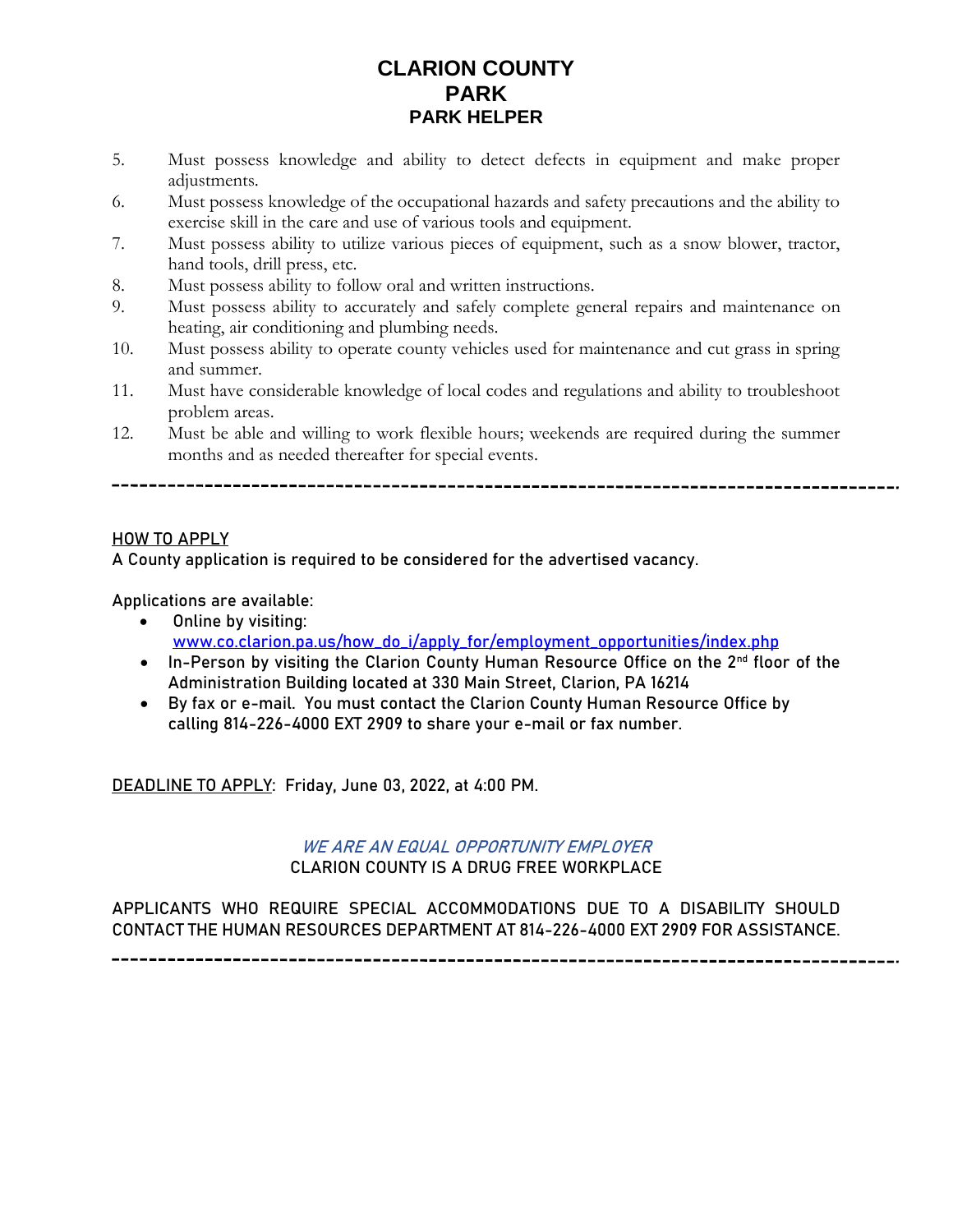# CLARION COUNTY
# PARK
## PARK HELPER

5. Must possess knowledge and ability to detect defects in equipment and make proper adjustments.
6. Must possess knowledge of the occupational hazards and safety precautions and the ability to exercise skill in the care and use of various tools and equipment.
7. Must possess ability to utilize various pieces of equipment, such as a snow blower, tractor, hand tools, drill press, etc.
8. Must possess ability to follow oral and written instructions.
9. Must possess ability to accurately and safely complete general repairs and maintenance on heating, air conditioning and plumbing needs.
10. Must possess ability to operate county vehicles used for maintenance and cut grass in spring and summer.
11. Must have considerable knowledge of local codes and regulations and ability to troubleshoot problem areas.
12. Must be able and willing to work flexible hours; weekends are required during the summer months and as needed thereafter for special events.

---

HOW TO APPLY

A County application is required to be considered for the advertised vacancy.

Applications are available:

- Online by visiting: www.co.clarion.pa.us/how_do_i/apply_for/employment_opportunities/index.php
- In-Person by visiting the Clarion County Human Resource Office on the 2nd floor of the Administration Building located at 330 Main Street, Clarion, PA 16214
- By fax or e-mail. You must contact the Clarion County Human Resource Office by calling 814-226-4000 EXT 2909 to share your e-mail or fax number.

DEADLINE TO APPLY: Friday, June 03, 2022, at 4:00 PM.

*WE ARE AN EQUAL OPPORTUNITY EMPLOYER*

CLARION COUNTY IS A DRUG FREE WORKPLACE

APPLICANTS WHO REQUIRE SPECIAL ACCOMMODATIONS DUE TO A DISABILITY SHOULD CONTACT THE HUMAN RESOURCES DEPARTMENT AT 814-226-4000 EXT 2909 FOR ASSISTANCE.

---